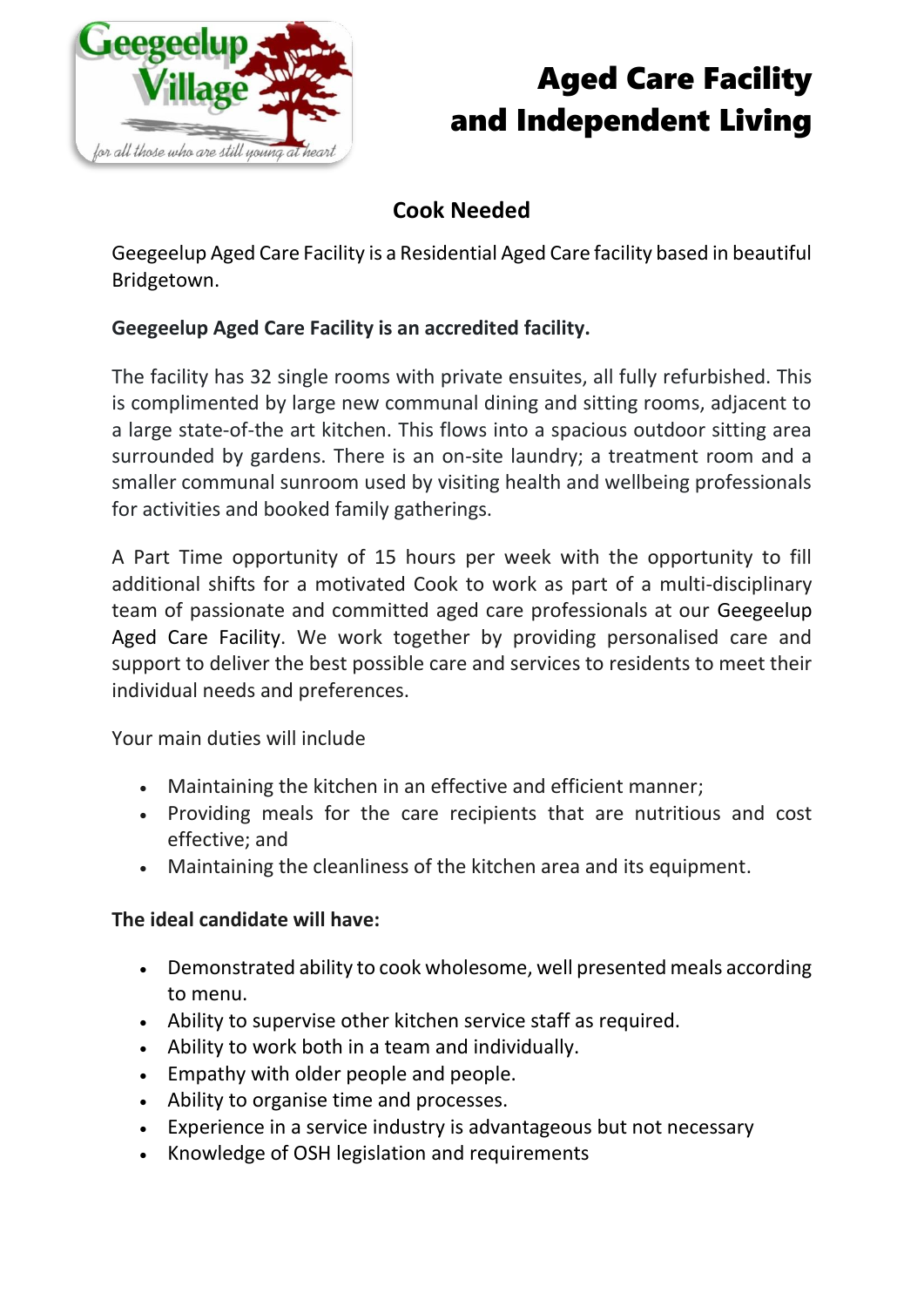# Aged Care Facility and Independent Living

## Cook Needed

Geegeelup Aged Care Facility is a Residential Aged Care facility based in beautiful Bridgetown.

**Geegeelup Aged Care Facility is an accredited facility.**

The facility has 32 single rooms with private ensuites, all fully refurbished. This is complimented by large new communal dining and sitting rooms, adjacent to a large state-of-the art kitchen. This flows into a spacious outdoor sitting area surrounded by gardens. There is an on-site laundry; a treatment room and a smaller communal sunroom used by visiting health and wellbeing professionals for activities and booked family gatherings.

A Part Time opportunity of 15 hours per week with the opportunity to fill additional shifts for a motivated Cook to work as part of a multi-disciplinary team of passionate and committed aged care professionals at our Geegeelup Aged Care Facility. We work together by providing personalised care and support to deliver the best possible care and services to residents to meet their individual needs and preferences.

Your main duties will include

- Maintaining the kitchen in an effective and efficient manner;
- Providing meals for the care recipients that are nutritious and cost effective; and
- Maintaining the cleanliness of the kitchen area and its equipment.

**The ideal candidate will have:**

- Demonstrated ability to cook wholesome, well presented meals according to menu.
- Ability to supervise other kitchen service staff as required.
- Ability to work both in a team and individually.
- Empathy with older people and people.
- Ability to organise time and processes.
- Experience in a service industry is advantageous but not necessary
- Knowledge of OSH legislation and requirements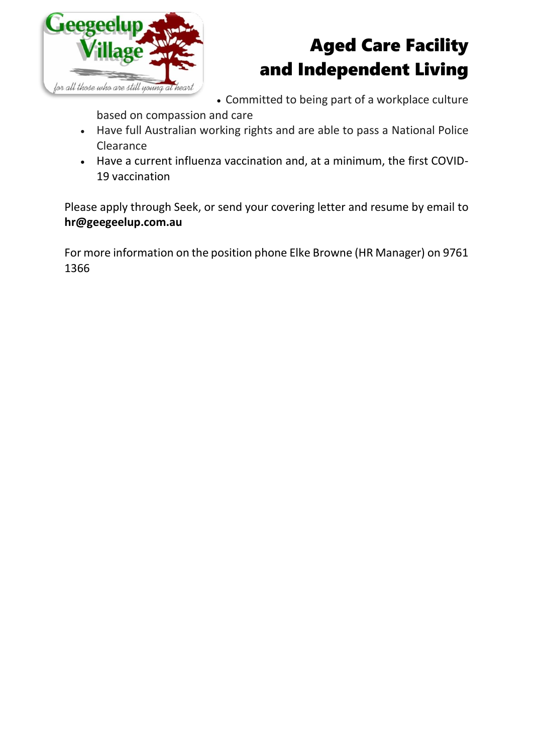# Aged Care Facility and Independent Living

- Committed to being part of a workplace culture based on compassion and care
- Have full Australian working rights and are able to pass a National Police Clearance
- Have a current influenza vaccination and, at a minimum, the first COVID-19 vaccination

Please apply through Seek, or send your covering letter and resume by email to **hr@geegeelup.com.au**

For more information on the position phone Elke Browne (HR Manager) on 9761 1366